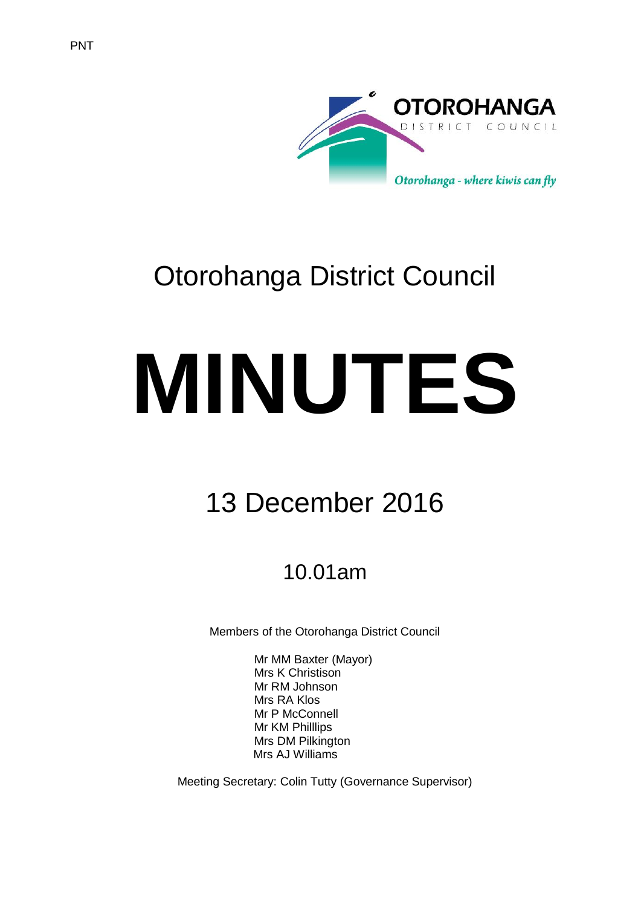PNT

OTOROHANGA
DISTRICT COUNCIL
*Otorohanga - where kiwis can fly*

# Otorohanga District Council

# MINUTES

## 13 December 2016

### 10.01am

Members of the Otorohanga District Council

Mr MM Baxter (Mayor)
Mrs K Christison
Mr RM Johnson
Mrs RA Klos
Mr P McConnell
Mr KM Philllips
Mrs DM Pilkington
Mrs AJ Williams

Meeting Secretary: Colin Tutty (Governance Supervisor)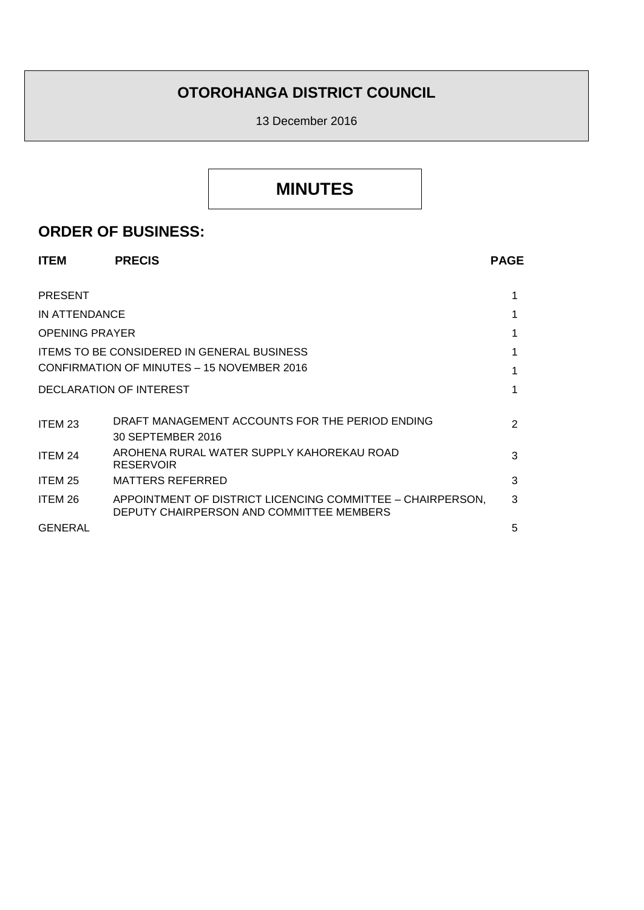# OTOROHANGA DISTRICT COUNCIL

13 December 2016

# MINUTES

## ORDER OF BUSINESS:

| ITEM | PRECIS | PAGE |
|---|---|---|
| PRESENT | | 1 |
| IN ATTENDANCE | | 1 |
| OPENING PRAYER | | 1 |
| ITEMS TO BE CONSIDERED IN GENERAL BUSINESS | | 1 |
| CONFIRMATION OF MINUTES – 15 NOVEMBER 2016 | | 1 |
| DECLARATION OF INTEREST | | 1 |
| ITEM 23 | DRAFT MANAGEMENT ACCOUNTS FOR THE PERIOD ENDING 30 SEPTEMBER 2016 | 2 |
| ITEM 24 | AROHENA RURAL WATER SUPPLY KAHOREKAU ROAD RESERVOIR | 3 |
| ITEM 25 | MATTERS REFERRED | 3 |
| ITEM 26 | APPOINTMENT OF DISTRICT LICENCING COMMITTEE – CHAIRPERSON, DEPUTY CHAIRPERSON AND COMMITTEE MEMBERS | 3 |
| GENERAL | | 5 |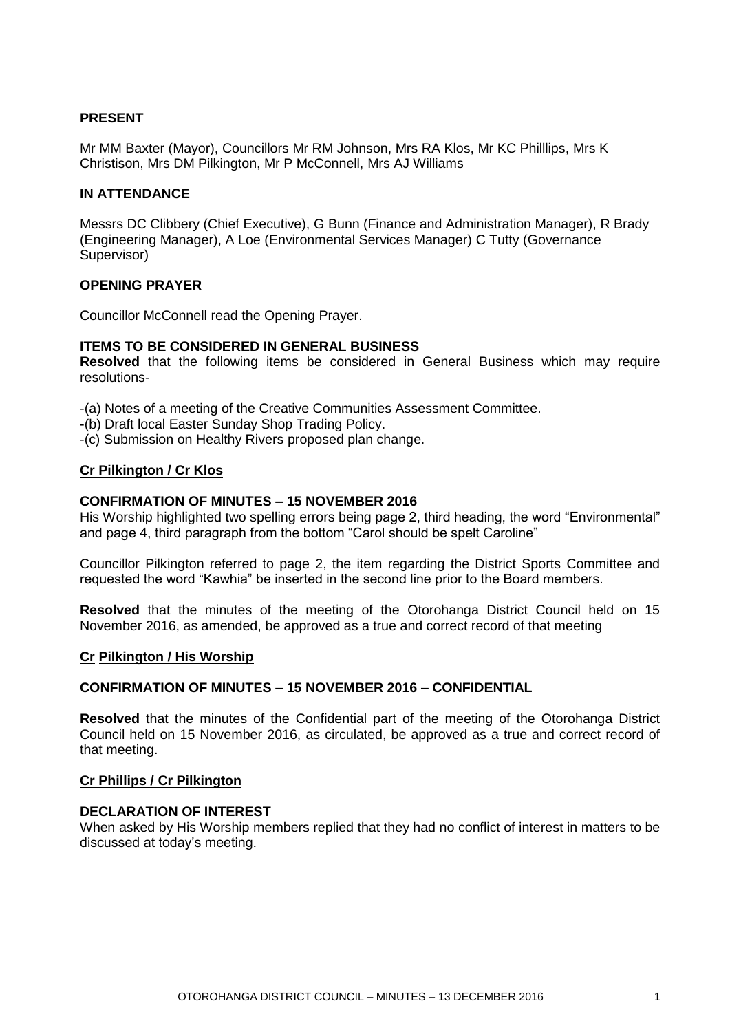## PRESENT

Mr MM Baxter (Mayor), Councillors Mr RM Johnson, Mrs RA Klos, Mr KC Philllips, Mrs K Christison, Mrs DM Pilkington, Mr P McConnell, Mrs AJ Williams

## IN ATTENDANCE

Messrs DC Clibbery (Chief Executive), G Bunn (Finance and Administration Manager), R Brady (Engineering Manager), A Loe (Environmental Services Manager) C Tutty (Governance Supervisor)

## OPENING PRAYER

Councillor McConnell read the Opening Prayer.

## ITEMS TO BE CONSIDERED IN GENERAL BUSINESS

**Resolved** that the following items be considered in General Business which may require resolutions-

-(a) Notes of a meeting of the Creative Communities Assessment Committee.
-(b) Draft local Easter Sunday Shop Trading Policy.
-(c) Submission on Healthy Rivers proposed plan change.

**Cr Pilkington / Cr Klos**

## CONFIRMATION OF MINUTES – 15 NOVEMBER 2016

His Worship highlighted two spelling errors being page 2, third heading, the word "Environmental" and page 4, third paragraph from the bottom "Carol should be spelt Caroline"

Councillor Pilkington referred to page 2, the item regarding the District Sports Committee and requested the word "Kawhia" be inserted in the second line prior to the Board members.

**Resolved** that the minutes of the meeting of the Otorohanga District Council held on 15 November 2016, as amended, be approved as a true and correct record of that meeting

**Cr Pilkington / His Worship**

## CONFIRMATION OF MINUTES – 15 NOVEMBER 2016 – CONFIDENTIAL

**Resolved** that the minutes of the Confidential part of the meeting of the Otorohanga District Council held on 15 November 2016, as circulated, be approved as a true and correct record of that meeting.

**Cr Phillips / Cr Pilkington**

## DECLARATION OF INTEREST

When asked by His Worship members replied that they had no conflict of interest in matters to be discussed at today's meeting.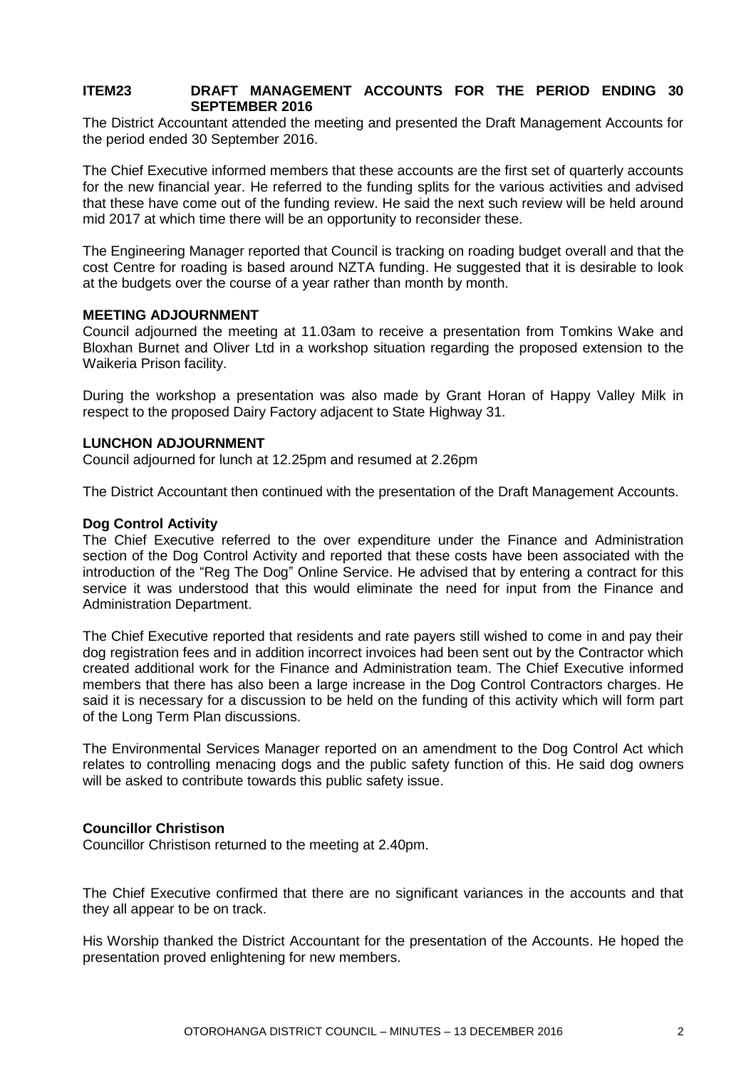**ITEM23 DRAFT MANAGEMENT ACCOUNTS FOR THE PERIOD ENDING 30 SEPTEMBER 2016**

The District Accountant attended the meeting and presented the Draft Management Accounts for the period ended 30 September 2016.

The Chief Executive informed members that these accounts are the first set of quarterly accounts for the new financial year. He referred to the funding splits for the various activities and advised that these have come out of the funding review. He said the next such review will be held around mid 2017 at which time there will be an opportunity to reconsider these.

The Engineering Manager reported that Council is tracking on roading budget overall and that the cost Centre for roading is based around NZTA funding. He suggested that it is desirable to look at the budgets over the course of a year rather than month by month.

**MEETING ADJOURNMENT**

Council adjourned the meeting at 11.03am to receive a presentation from Tomkins Wake and Bloxhan Burnet and Oliver Ltd in a workshop situation regarding the proposed extension to the Waikeria Prison facility.

During the workshop a presentation was also made by Grant Horan of Happy Valley Milk in respect to the proposed Dairy Factory adjacent to State Highway 31.

**LUNCHON ADJOURNMENT**

Council adjourned for lunch at 12.25pm and resumed at 2.26pm

The District Accountant then continued with the presentation of the Draft Management Accounts.

**Dog Control Activity**

The Chief Executive referred to the over expenditure under the Finance and Administration section of the Dog Control Activity and reported that these costs have been associated with the introduction of the "Reg The Dog" Online Service. He advised that by entering a contract for this service it was understood that this would eliminate the need for input from the Finance and Administration Department.

The Chief Executive reported that residents and rate payers still wished to come in and pay their dog registration fees and in addition incorrect invoices had been sent out by the Contractor which created additional work for the Finance and Administration team. The Chief Executive informed members that there has also been a large increase in the Dog Control Contractors charges. He said it is necessary for a discussion to be held on the funding of this activity which will form part of the Long Term Plan discussions.

The Environmental Services Manager reported on an amendment to the Dog Control Act which relates to controlling menacing dogs and the public safety function of this. He said dog owners will be asked to contribute towards this public safety issue.

**Councillor Christison**

Councillor Christison returned to the meeting at 2.40pm.

The Chief Executive confirmed that there are no significant variances in the accounts and that they all appear to be on track.

His Worship thanked the District Accountant for the presentation of the Accounts. He hoped the presentation proved enlightening for new members.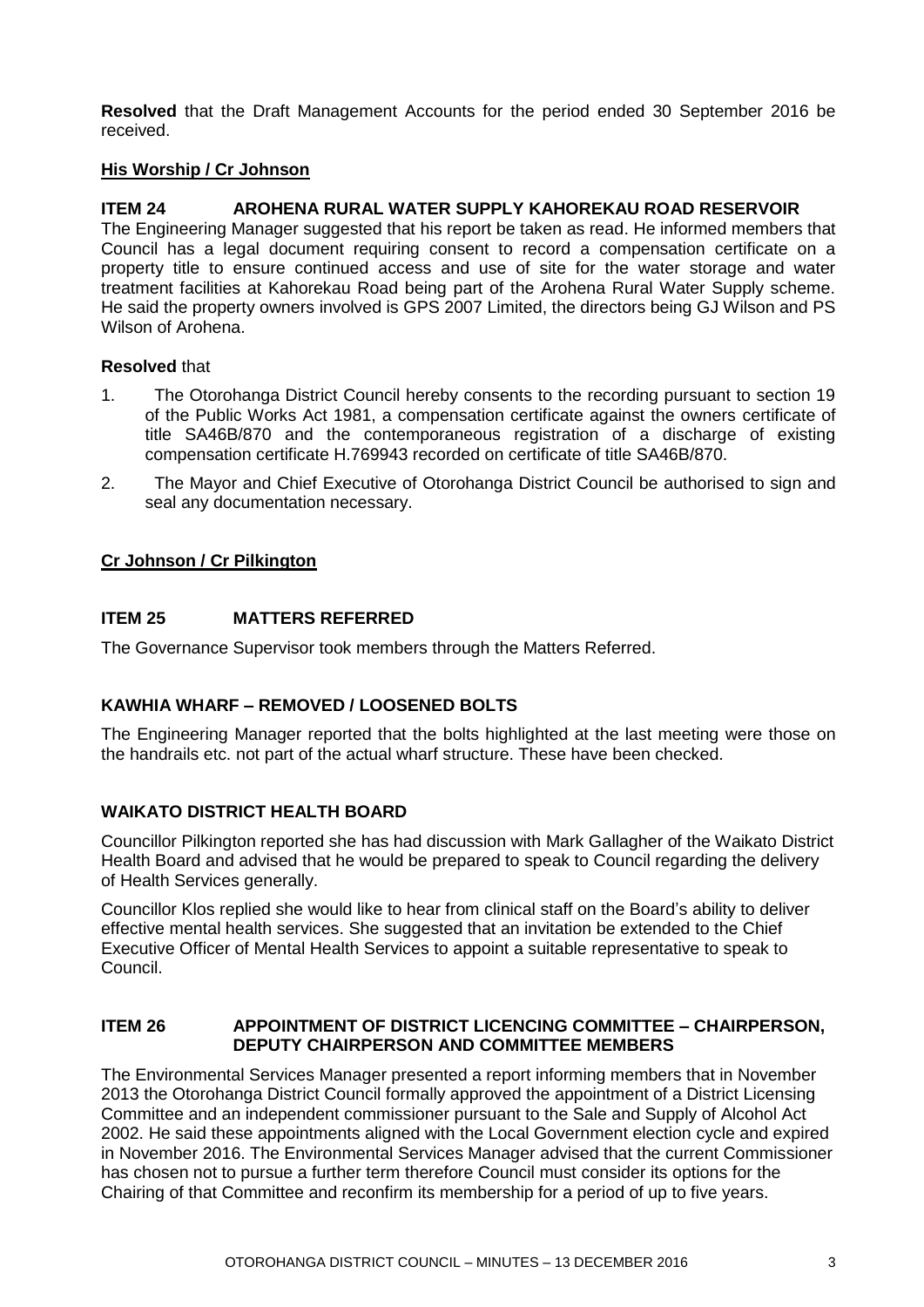**Resolved** that the Draft Management Accounts for the period ended 30 September 2016 be received.

**His Worship / Cr Johnson**

## ITEM 24 AROHENA RURAL WATER SUPPLY KAHOREKAU ROAD RESERVOIR

The Engineering Manager suggested that his report be taken as read. He informed members that Council has a legal document requiring consent to record a compensation certificate on a property title to ensure continued access and use of site for the water storage and water treatment facilities at Kahorekau Road being part of the Arohena Rural Water Supply scheme. He said the property owners involved is GPS 2007 Limited, the directors being GJ Wilson and PS Wilson of Arohena.

**Resolved** that

1. The Otorohanga District Council hereby consents to the recording pursuant to section 19 of the Public Works Act 1981, a compensation certificate against the owners certificate of title SA46B/870 and the contemporaneous registration of a discharge of existing compensation certificate H.769943 recorded on certificate of title SA46B/870.
2. The Mayor and Chief Executive of Otorohanga District Council be authorised to sign and seal any documentation necessary.

**Cr Johnson / Cr Pilkington**

## ITEM 25 MATTERS REFERRED

The Governance Supervisor took members through the Matters Referred.

### KAWHIA WHARF – REMOVED / LOOSENED BOLTS

The Engineering Manager reported that the bolts highlighted at the last meeting were those on the handrails etc. not part of the actual wharf structure. These have been checked.

### WAIKATO DISTRICT HEALTH BOARD

Councillor Pilkington reported she has had discussion with Mark Gallagher of the Waikato District Health Board and advised that he would be prepared to speak to Council regarding the delivery of Health Services generally.

Councillor Klos replied she would like to hear from clinical staff on the Board's ability to deliver effective mental health services. She suggested that an invitation be extended to the Chief Executive Officer of Mental Health Services to appoint a suitable representative to speak to Council.

## ITEM 26 APPOINTMENT OF DISTRICT LICENCING COMMITTEE – CHAIRPERSON, DEPUTY CHAIRPERSON AND COMMITTEE MEMBERS

The Environmental Services Manager presented a report informing members that in November 2013 the Otorohanga District Council formally approved the appointment of a District Licensing Committee and an independent commissioner pursuant to the Sale and Supply of Alcohol Act 2002. He said these appointments aligned with the Local Government election cycle and expired in November 2016. The Environmental Services Manager advised that the current Commissioner has chosen not to pursue a further term therefore Council must consider its options for the Chairing of that Committee and reconfirm its membership for a period of up to five years.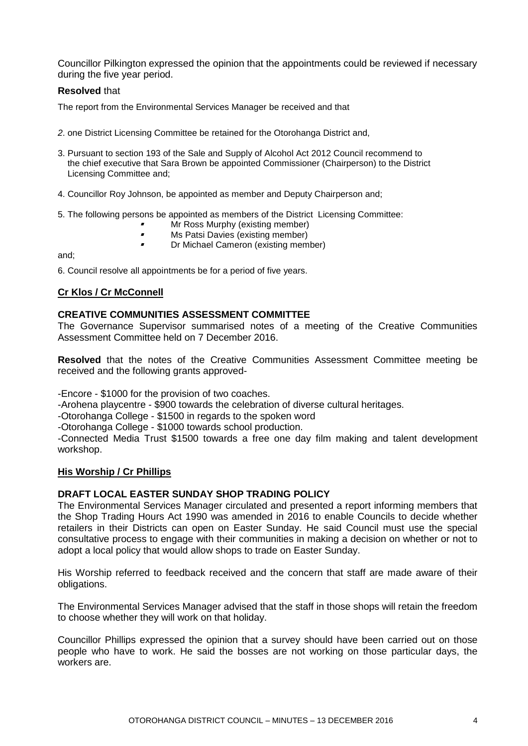Councillor Pilkington expressed the opinion that the appointments could be reviewed if necessary during the five year period.

**Resolved** that

The report from the Environmental Services Manager be received and that

*2*. one District Licensing Committee be retained for the Otorohanga District and,

3. Pursuant to section 193 of the Sale and Supply of Alcohol Act 2012 Council recommend to the chief executive that Sara Brown be appointed Commissioner (Chairperson) to the District Licensing Committee and;

4. Councillor Roy Johnson, be appointed as member and Deputy Chairperson and;

5. The following persons be appointed as members of the District Licensing Committee:
   - Mr Ross Murphy (existing member)
   - Ms Patsi Davies (existing member)
   - Dr Michael Cameron (existing member)

and;

6. Council resolve all appointments be for a period of five years.

**Cr Klos / Cr McConnell**

**CREATIVE COMMUNITIES ASSESSMENT COMMITTEE**

The Governance Supervisor summarised notes of a meeting of the Creative Communities Assessment Committee held on 7 December 2016.

**Resolved** that the notes of the Creative Communities Assessment Committee meeting be received and the following grants approved-

-Encore - $1000 for the provision of two coaches.
-Arohena playcentre - $900 towards the celebration of diverse cultural heritages.
-Otorohanga College - $1500 in regards to the spoken word
-Otorohanga College - $1000 towards school production.
-Connected Media Trust $1500 towards a free one day film making and talent development workshop.

**His Worship / Cr Phillips**

**DRAFT LOCAL EASTER SUNDAY SHOP TRADING POLICY**

The Environmental Services Manager circulated and presented a report informing members that the Shop Trading Hours Act 1990 was amended in 2016 to enable Councils to decide whether retailers in their Districts can open on Easter Sunday. He said Council must use the special consultative process to engage with their communities in making a decision on whether or not to adopt a local policy that would allow shops to trade on Easter Sunday.

His Worship referred to feedback received and the concern that staff are made aware of their obligations.

The Environmental Services Manager advised that the staff in those shops will retain the freedom to choose whether they will work on that holiday.

Councillor Phillips expressed the opinion that a survey should have been carried out on those people who have to work. He said the bosses are not working on those particular days, the workers are.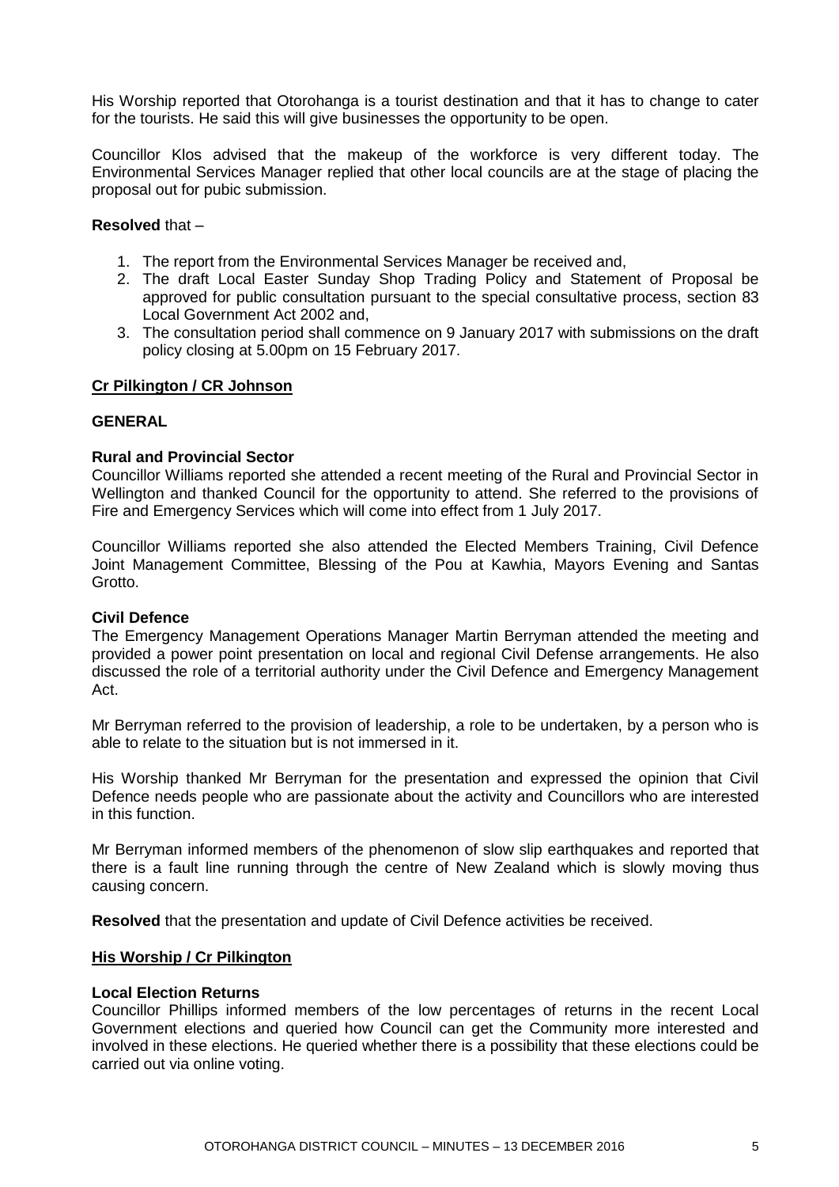His Worship reported that Otorohanga is a tourist destination and that it has to change to cater for the tourists. He said this will give businesses the opportunity to be open.

Councillor Klos advised that the makeup of the workforce is very different today. The Environmental Services Manager replied that other local councils are at the stage of placing the proposal out for pubic submission.

**Resolved** that –

1. The report from the Environmental Services Manager be received and,
2. The draft Local Easter Sunday Shop Trading Policy and Statement of Proposal be approved for public consultation pursuant to the special consultative process, section 83 Local Government Act 2002 and,
3. The consultation period shall commence on 9 January 2017 with submissions on the draft policy closing at 5.00pm on 15 February 2017.

**Cr Pilkington / CR Johnson**

**GENERAL**

**Rural and Provincial Sector**

Councillor Williams reported she attended a recent meeting of the Rural and Provincial Sector in Wellington and thanked Council for the opportunity to attend. She referred to the provisions of Fire and Emergency Services which will come into effect from 1 July 2017.

Councillor Williams reported she also attended the Elected Members Training, Civil Defence Joint Management Committee, Blessing of the Pou at Kawhia, Mayors Evening and Santas Grotto.

**Civil Defence**

The Emergency Management Operations Manager Martin Berryman attended the meeting and provided a power point presentation on local and regional Civil Defense arrangements. He also discussed the role of a territorial authority under the Civil Defence and Emergency Management Act.

Mr Berryman referred to the provision of leadership, a role to be undertaken, by a person who is able to relate to the situation but is not immersed in it.

His Worship thanked Mr Berryman for the presentation and expressed the opinion that Civil Defence needs people who are passionate about the activity and Councillors who are interested in this function.

Mr Berryman informed members of the phenomenon of slow slip earthquakes and reported that there is a fault line running through the centre of New Zealand which is slowly moving thus causing concern.

**Resolved** that the presentation and update of Civil Defence activities be received.

**His Worship / Cr Pilkington**

**Local Election Returns**

Councillor Phillips informed members of the low percentages of returns in the recent Local Government elections and queried how Council can get the Community more interested and involved in these elections. He queried whether there is a possibility that these elections could be carried out via online voting.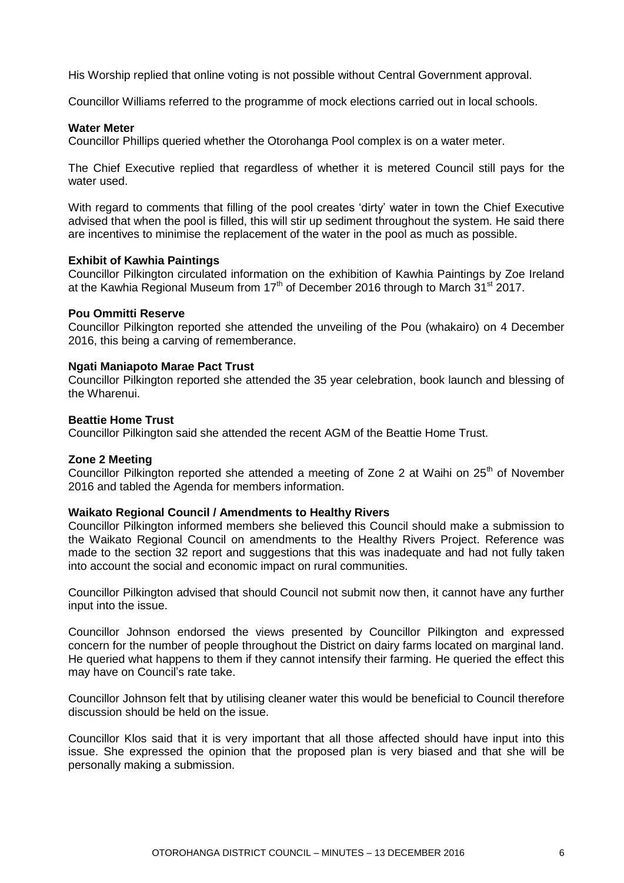His Worship replied that online voting is not possible without Central Government approval.

Councillor Williams referred to the programme of mock elections carried out in local schools.

**Water Meter**

Councillor Phillips queried whether the Otorohanga Pool complex is on a water meter.

The Chief Executive replied that regardless of whether it is metered Council still pays for the water used.

With regard to comments that filling of the pool creates 'dirty' water in town the Chief Executive advised that when the pool is filled, this will stir up sediment throughout the system. He said there are incentives to minimise the replacement of the water in the pool as much as possible.

**Exhibit of Kawhia Paintings**

Councillor Pilkington circulated information on the exhibition of Kawhia Paintings by Zoe Ireland at the Kawhia Regional Museum from 17th of December 2016 through to March 31st 2017.

**Pou Ommitti Reserve**

Councillor Pilkington reported she attended the unveiling of the Pou (whakairo) on 4 December 2016, this being a carving of rememberance.

**Ngati Maniapoto Marae Pact Trust**

Councillor Pilkington reported she attended the 35 year celebration, book launch and blessing of the Wharenui.

**Beattie Home Trust**

Councillor Pilkington said she attended the recent AGM of the Beattie Home Trust.

**Zone 2 Meeting**

Councillor Pilkington reported she attended a meeting of Zone 2 at Waihi on 25th of November 2016 and tabled the Agenda for members information.

**Waikato Regional Council / Amendments to Healthy Rivers**

Councillor Pilkington informed members she believed this Council should make a submission to the Waikato Regional Council on amendments to the Healthy Rivers Project. Reference was made to the section 32 report and suggestions that this was inadequate and had not fully taken into account the social and economic impact on rural communities.

Councillor Pilkington advised that should Council not submit now then, it cannot have any further input into the issue.

Councillor Johnson endorsed the views presented by Councillor Pilkington and expressed concern for the number of people throughout the District on dairy farms located on marginal land. He queried what happens to them if they cannot intensify their farming. He queried the effect this may have on Council's rate take.

Councillor Johnson felt that by utilising cleaner water this would be beneficial to Council therefore discussion should be held on the issue.

Councillor Klos said that it is very important that all those affected should have input into this issue. She expressed the opinion that the proposed plan is very biased and that she will be personally making a submission.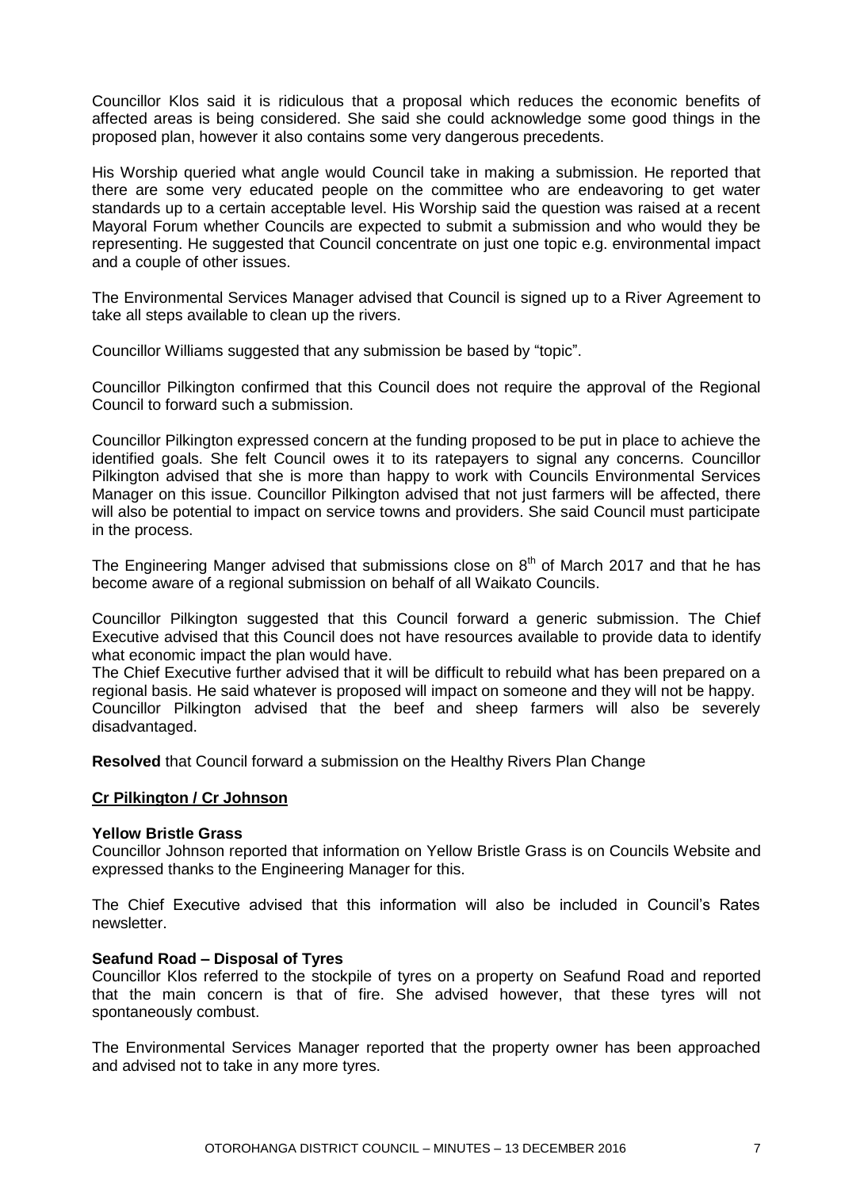Councillor Klos said it is ridiculous that a proposal which reduces the economic benefits of affected areas is being considered. She said she could acknowledge some good things in the proposed plan, however it also contains some very dangerous precedents.

His Worship queried what angle would Council take in making a submission. He reported that there are some very educated people on the committee who are endeavoring to get water standards up to a certain acceptable level. His Worship said the question was raised at a recent Mayoral Forum whether Councils are expected to submit a submission and who would they be representing. He suggested that Council concentrate on just one topic e.g. environmental impact and a couple of other issues.

The Environmental Services Manager advised that Council is signed up to a River Agreement to take all steps available to clean up the rivers.

Councillor Williams suggested that any submission be based by "topic".

Councillor Pilkington confirmed that this Council does not require the approval of the Regional Council to forward such a submission.

Councillor Pilkington expressed concern at the funding proposed to be put in place to achieve the identified goals. She felt Council owes it to its ratepayers to signal any concerns. Councillor Pilkington advised that she is more than happy to work with Councils Environmental Services Manager on this issue. Councillor Pilkington advised that not just farmers will be affected, there will also be potential to impact on service towns and providers. She said Council must participate in the process.

The Engineering Manger advised that submissions close on 8th of March 2017 and that he has become aware of a regional submission on behalf of all Waikato Councils.

Councillor Pilkington suggested that this Council forward a generic submission. The Chief Executive advised that this Council does not have resources available to provide data to identify what economic impact the plan would have.

The Chief Executive further advised that it will be difficult to rebuild what has been prepared on a regional basis. He said whatever is proposed will impact on someone and they will not be happy.

Councillor Pilkington advised that the beef and sheep farmers will also be severely disadvantaged.

**Resolved** that Council forward a submission on the Healthy Rivers Plan Change

**Cr Pilkington / Cr Johnson**

**Yellow Bristle Grass**

Councillor Johnson reported that information on Yellow Bristle Grass is on Councils Website and expressed thanks to the Engineering Manager for this.

The Chief Executive advised that this information will also be included in Council's Rates newsletter.

**Seafund Road – Disposal of Tyres**

Councillor Klos referred to the stockpile of tyres on a property on Seafund Road and reported that the main concern is that of fire. She advised however, that these tyres will not spontaneously combust.

The Environmental Services Manager reported that the property owner has been approached and advised not to take in any more tyres.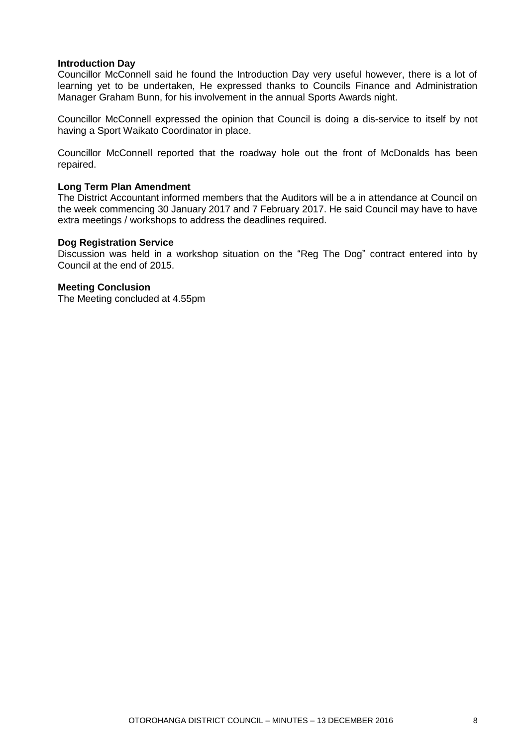**Introduction Day**
Councillor McConnell said he found the Introduction Day very useful however, there is a lot of learning yet to be undertaken, He expressed thanks to Councils Finance and Administration Manager Graham Bunn, for his involvement in the annual Sports Awards night.

Councillor McConnell expressed the opinion that Council is doing a dis-service to itself by not having a Sport Waikato Coordinator in place.

Councillor McConnell reported that the roadway hole out the front of McDonalds has been repaired.

**Long Term Plan Amendment**
The District Accountant informed members that the Auditors will be a in attendance at Council on the week commencing 30 January 2017 and 7 February 2017. He said Council may have to have extra meetings / workshops to address the deadlines required.

**Dog Registration Service**
Discussion was held in a workshop situation on the "Reg The Dog" contract entered into by Council at the end of 2015.

**Meeting Conclusion**
The Meeting concluded at 4.55pm